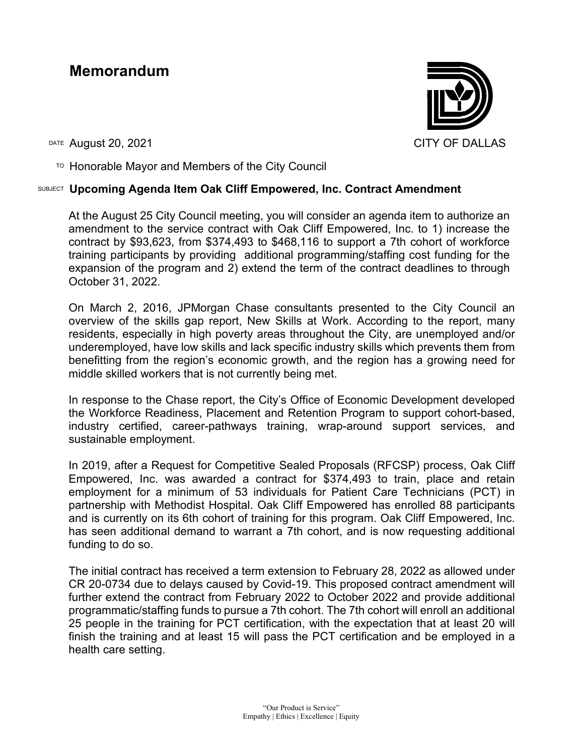# Memorandum

CITY OF DALLAS

DATE August 20, 2021

TO Honorable Mayor and Members of the City Council

SUBJECT **Upcoming Agenda Item Oak Cliff Empowered, Inc. Contract Amendment**

At the August 25 City Council meeting, you will consider an agenda item to authorize an amendment to the service contract with Oak Cliff Empowered, Inc. to 1) increase the contract by $93,623, from $374,493 to $468,116 to support a 7th cohort of workforce training participants by providing additional programming/staffing cost funding for the expansion of the program and 2) extend the term of the contract deadlines to through October 31, 2022.

On March 2, 2016, JPMorgan Chase consultants presented to the City Council an overview of the skills gap report, New Skills at Work. According to the report, many residents, especially in high poverty areas throughout the City, are unemployed and/or underemployed, have low skills and lack specific industry skills which prevents them from benefitting from the region's economic growth, and the region has a growing need for middle skilled workers that is not currently being met.

In response to the Chase report, the City's Office of Economic Development developed the Workforce Readiness, Placement and Retention Program to support cohort-based, industry certified, career-pathways training, wrap-around support services, and sustainable employment.

In 2019, after a Request for Competitive Sealed Proposals (RFCSP) process, Oak Cliff Empowered, Inc. was awarded a contract for $374,493 to train, place and retain employment for a minimum of 53 individuals for Patient Care Technicians (PCT) in partnership with Methodist Hospital. Oak Cliff Empowered has enrolled 88 participants and is currently on its 6th cohort of training for this program. Oak Cliff Empowered, Inc. has seen additional demand to warrant a 7th cohort, and is now requesting additional funding to do so.

The initial contract has received a term extension to February 28, 2022 as allowed under CR 20-0734 due to delays caused by Covid-19. This proposed contract amendment will further extend the contract from February 2022 to October 2022 and provide additional programmatic/staffing funds to pursue a 7th cohort. The 7th cohort will enroll an additional 25 people in the training for PCT certification, with the expectation that at least 20 will finish the training and at least 15 will pass the PCT certification and be employed in a health care setting.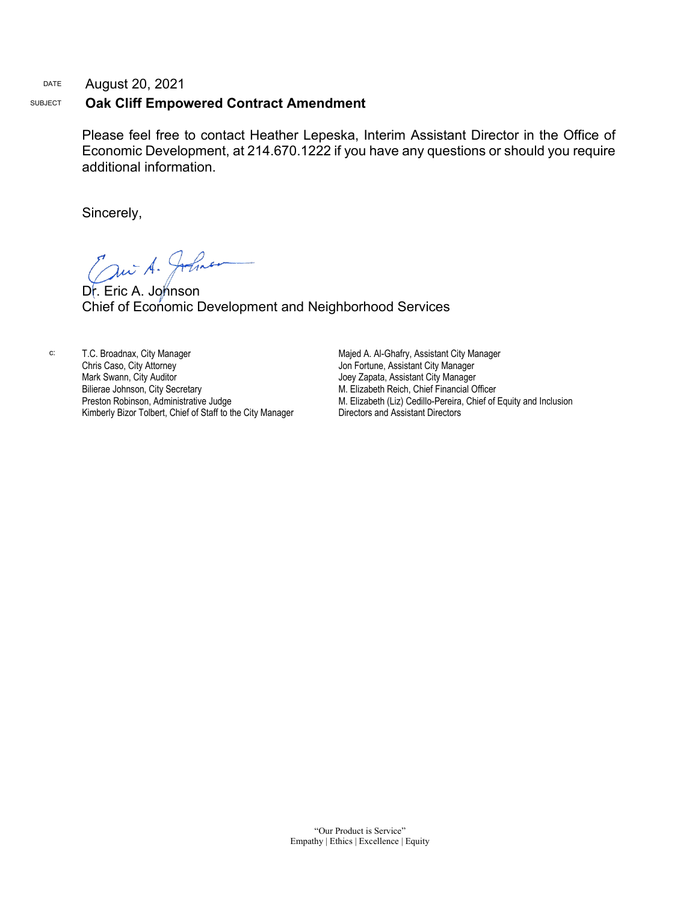DATE August 20, 2021

SUBJECT **Oak Cliff Empowered Contract Amendment**

Please feel free to contact Heather Lepeska, Interim Assistant Director in the Office of Economic Development, at 214.670.1222 if you have any questions or should you require additional information.

Sincerely,

Dr. Eric A. Johnson
Chief of Economic Development and Neighborhood Services

c:
T.C. Broadnax, City Manager
Chris Caso, City Attorney
Mark Swann, City Auditor
Bilierae Johnson, City Secretary
Preston Robinson, Administrative Judge
Kimberly Bizor Tolbert, Chief of Staff to the City Manager
Majed A. Al-Ghafry, Assistant City Manager
Jon Fortune, Assistant City Manager
Joey Zapata, Assistant City Manager
M. Elizabeth Reich, Chief Financial Officer
M. Elizabeth (Liz) Cedillo-Pereira, Chief of Equity and Inclusion
Directors and Assistant Directors

"Our Product is Service"
Empathy | Ethics | Excellence | Equity